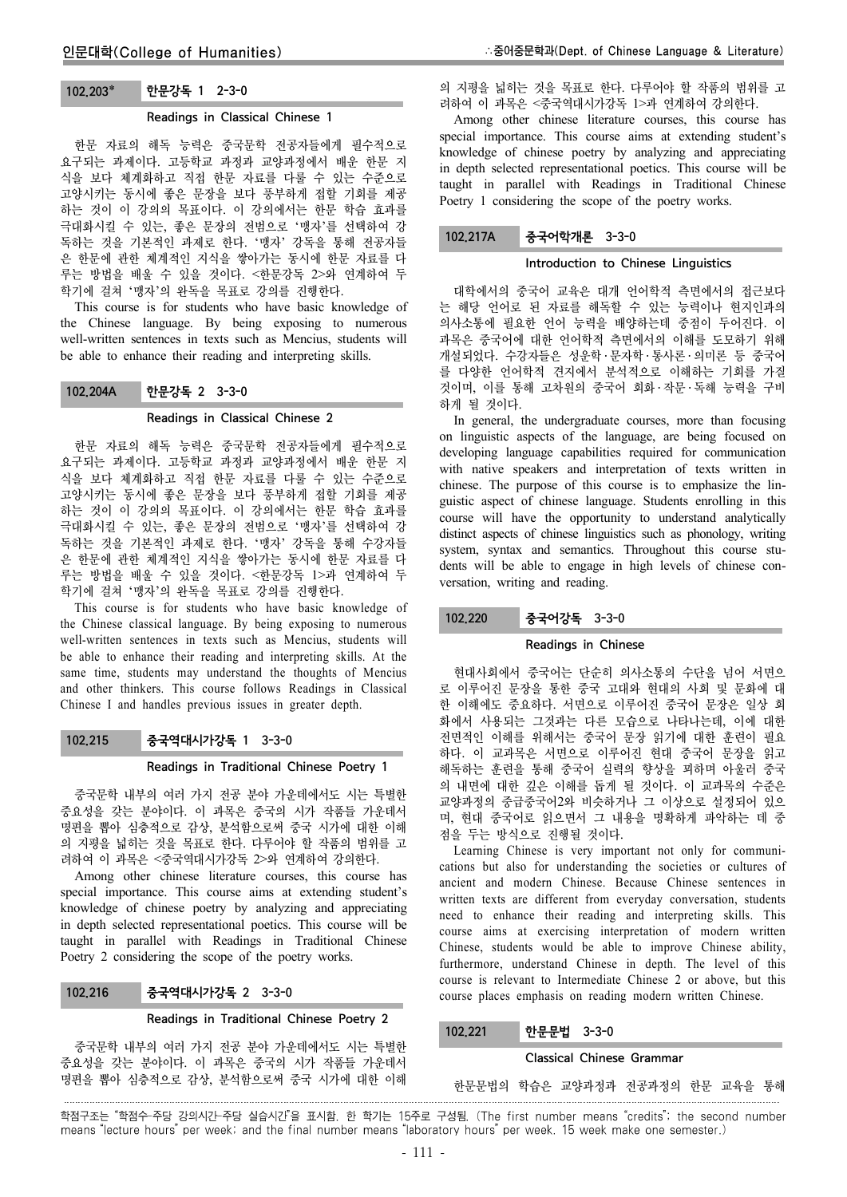### 102.203* 한문강독 1 2-3-0

**Readings in Classical Chinese 1**

한문 자료의 해독 능력은 중국문학 전공자들에게 필수적으로 요구되는 과제이다. 고등학교 과정과 교양과정에서 배운 한문 지식을 보다 체계화하고 직접 한문 자료를 다룰 수 있는 수준으로 고양시키는 동시에 좋은 문장을 보다 풍부하게 접할 기회를 제공하는 것이 이 강의의 목표이다. 이 강의에서는 한문 학습 효과를 극대화시킬 수 있는, 좋은 문장의 전범으로 '맹자'를 선택하여 강독하는 것을 기본적인 과제로 한다. '맹자' 강독을 통해 전공자들은 한문에 관한 체계적인 지식을 쌓아가는 동시에 한문 자료를 다루는 방법을 배울 수 있을 것이다. <한문강독 2>와 연계하여 두 학기에 걸쳐 '맹자'의 완독을 목표로 강의를 진행한다.

This course is for students who have basic knowledge of the Chinese language. By being exposing to numerous well-written sentences in texts such as Mencius, students will be able to enhance their reading and interpreting skills.

### 102.204A 한문강독 2 3-3-0

**Readings in Classical Chinese 2**

한문 자료의 해독 능력은 중국문학 전공자들에게 필수적으로 요구되는 과제이다. 고등학교 과정과 교양과정에서 배운 한문 지식을 보다 체계화하고 직접 한문 자료를 다룰 수 있는 수준으로 고양시키는 동시에 좋은 문장을 보다 풍부하게 접할 기회를 제공하는 것이 이 강의의 목표이다. 이 강의에서는 한문 학습 효과를 극대화시킬 수 있는, 좋은 문장의 전범으로 '맹자'를 선택하여 강독하는 것을 기본적인 과제로 한다. '맹자' 강독을 통해 수강자들은 한문에 관한 체계적인 지식을 쌓아가는 동시에 한문 자료를 다루는 방법을 배울 수 있을 것이다. <한문강독 1>과 연계하여 두 학기에 걸쳐 '맹자'의 완독을 목표로 강의를 진행한다.

This course is for students who have basic knowledge of the Chinese classical language. By being exposing to numerous well-written sentences in texts such as Mencius, students will be able to enhance their reading and interpreting skills. At the same time, students may understand the thoughts of Mencius and other thinkers. This course follows Readings in Classical Chinese I and handles previous issues in greater depth.

### 102.215 중국역대시가강독 1 3-3-0

**Readings in Traditional Chinese Poetry 1**

중국문학 내부의 여러 가지 전공 분야 가운데에서도 시는 특별한 중요성을 갖는 분야이다. 이 과목은 중국의 시가 작품들 가운데서 명편을 뽑아 심층적으로 감상, 분석함으로써 중국 시가에 대한 이해의 지평을 넓히는 것을 목표로 한다. 다루어야 할 작품의 범위를 고려하여 이 과목은 <중국역대시가강독 2>와 연계하여 강의한다.

Among other chinese literature courses, this course has special importance. This course aims at extending student's knowledge of chinese poetry by analyzing and appreciating in depth selected representational poetics. This course will be taught in parallel with Readings in Traditional Chinese Poetry 2 considering the scope of the poetry works.

### 102.216 중국역대시가강독 2 3-3-0

**Readings in Traditional Chinese Poetry 2**

중국문학 내부의 여러 가지 전공 분야 가운데에서도 시는 특별한 중요성을 갖는 분야이다. 이 과목은 중국의 시가 작품들 가운데서 명편을 뽑아 심층적으로 감상, 분석함으로써 중국 시가에 대한 이해의 지평을 넓히는 것을 목표로 한다. 다루어야 할 작품의 범위를 고려하여 이 과목은 <중국역대시가강독 1>과 연계하여 강의한다.

Among other chinese literature courses, this course has special importance. This course aims at extending student's knowledge of chinese poetry by analyzing and appreciating in depth selected representational poetics. This course will be taught in parallel with Readings in Traditional Chinese Poetry 1 considering the scope of the poetry works.

### 102.217A 중국어학개론 3-3-0

**Introduction to Chinese Linguistics**

대학에서의 중국어 교육은 대개 언어학적 측면에서의 접근보다는 해당 언어로 된 자료를 해독할 수 있는 능력이나 현지인과의 의사소통에 필요한 언어 능력을 배양하는데 중점이 두어진다. 이 과목은 중국어에 대한 언어학적 측면에서의 이해를 도모하기 위해 개설되었다. 수강자들은 성운학·문자학·통사론·의미론 등 중국어를 다양한 언어학적 견지에서 분석적으로 이해하는 기회를 가질 것이며, 이를 통해 고차원의 중국어 회화·작문·독해 능력을 구비하게 될 것이다.

In general, the undergraduate courses, more than focusing on linguistic aspects of the language, are being focused on developing language capabilities required for communication with native speakers and interpretation of texts written in chinese. The purpose of this course is to emphasize the linguistic aspect of chinese language. Students enrolling in this course will have the opportunity to understand analytically distinct aspects of chinese linguistics such as phonology, writing system, syntax and semantics. Throughout this course students will be able to engage in high levels of chinese conversation, writing and reading.

### 102.220 중국어강독 3-3-0

**Readings in Chinese**

현대사회에서 중국어는 단순히 의사소통의 수단을 넘어 서면으로 이루어진 문장을 통한 중국 고대와 현대의 사회 및 문화에 대한 이해에도 중요하다. 서면으로 이루어진 중국어 문장은 일상 회화에서 사용되는 그것과는 다른 모습으로 나타나는데, 이에 대한 전면적인 이해를 위해서는 중국어 문장 읽기에 대한 훈련이 필요하다. 이 교과목은 서면으로 이루어진 현대 중국어 문장을 읽고 해독하는 훈련을 통해 중국어 실력의 향상을 꾀하며 아울러 중국의 내면에 대한 깊은 이해를 돕게 될 것이다. 이 교과목의 수준은 교양과정의 중급중국어2와 비슷하거나 그 이상으로 설정되어 있으며, 현대 중국어로 읽으면서 그 내용을 명확하게 파악하는 데 중점을 두는 방식으로 진행될 것이다.

Learning Chinese is very important not only for communications but also for understanding the societies or cultures of ancient and modern Chinese. Because Chinese sentences in written texts are different from everyday conversation, students need to enhance their reading and interpreting skills. This course aims at exercising interpretation of modern written Chinese, students would be able to improve Chinese ability, furthermore, understand Chinese in depth. The level of this course is relevant to Intermediate Chinese 2 or above, but this course places emphasis on reading modern written Chinese.

### 102.221 한문문법 3-3-0

**Classical Chinese Grammar**

한문문법의 학습은 교양과정과 전공과정의 한문 교육을 통해

학점구조는 "학점수-주당 강의시간-주당 실습시간"을 표시함. 한 학기는 15주로 구성됨. (The first number means "credits"; the second number means "lecture hours" per week; and the final number means "laboratory hours" per week. 15 week make one semester.)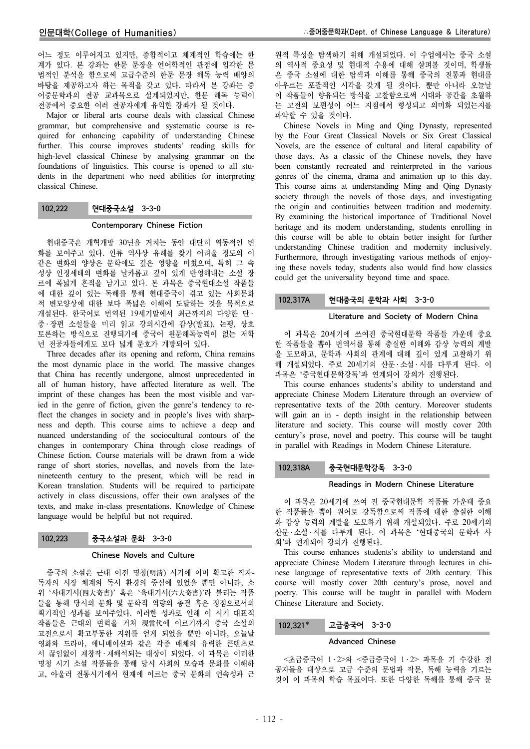어느 정도 이루어지고 있지만, 종합적이고 체계적인 학습에는 한계가 있다. 본 강좌는 한문 문장을 언어학적인 관점에 입각한 문법적인 분석을 함으로써 고급수준의 한문 문장 해독 능력 배양의 바탕을 제공하고자 하는 목적을 갖고 있다. 따라서 본 강좌는 중어중문학과의 전공 교과목으로 설계되었지만, 한문 해독 능력이 전공에서 중요한 여러 전공자에게 유익한 강좌가 될 것이다.

Major or liberal arts course deals with classical Chinese grammar, but comprehensive and systematic course is required for enhancing capability of understanding Chinese further. This course improves students' reading skills for high-level classical Chinese by analysing grammar on the foundations of linguistics. This course is opened to all students in the department who need abilities for interpreting classical Chinese.

## 102.222 현대중국소설 3-3-0

### Contemporary Chinese Fiction

현대중국은 개혁개방 30년을 거치는 동안 대단히 역동적인 변화를 보여주고 있다. 인류 역사상 유례를 찾기 어려울 정도의 이 같은 변화의 양상은 문학에도 깊은 영향을 미쳤으며, 특히 그 속성상 인정세태의 변화를 날카롭고 깊이 있게 반영해내는 소설 장르에 폭넓게 흔적을 남기고 있다. 본 과목은 중국현대소설 작품들에 대한 깊이 있는 독해를 통해 현대중국이 겪고 있는 사회문화적 변모양상에 대한 보다 폭넓은 이해에 도달하는 것을 목적으로 개설된다. 한국어로 번역된 19세기말에서 최근까지의 다양한 단·중·장편 소설들을 미리 읽고 강의시간에 감상(발표), 논평, 상호토론하는 방식으로 진행되기에 중국어 원문해독능력이 없는 저학년 전공자들에게도 보다 넓게 문호가 개방되어 있다.

Three decades after its opening and reform, China remains the most dynamic place in the world. The massive changes that China has recently undergone, almost unprecedented in all of human history, have affected literature as well. The imprint of these changes has been the most visible and varied in the genre of fiction, given the genre's tendency to reflect the changes in society and in people's lives with sharpness and depth. This course aims to achieve a deep and nuanced understanding of the sociocultural contours of the changes in contemporary China through close readings of Chinese fiction. Course materials will be drawn from a wide range of short stories, novellas, and novels from the late-nineteenth century to the present, which will be read in Korean translation. Students will be required to participate actively in class discussions, offer their own analyses of the texts, and make in-class presentations. Knowledge of Chinese language would be helpful but not required.

## 102.223 중국소설과 문화 3-3-0

### Chinese Novels and Culture

중국의 소설은 근대 이전 명청(明淸) 시기에 이미 확고한 작자-독자의 시장 체계와 독서 환경의 중심에 있었을 뿐만 아니라, 소위 '사대기서(四大奇書)' 혹은 '육대기서(六大奇書)'라 불리는 작품들을 통해 당시의 문화 및 문학적 역량의 총결 혹은 정점으로서의 획기적인 성과를 보여주었다. 이러한 성과로 인해 이 시기 대표적 작품들은 근대의 변혁을 거쳐 現當代에 이르기까지 중국 소설의 고전으로서 확고부동한 지위를 얻게 되었을 뿐만 아니라, 오늘날 영화와 드라마, 애니메이션과 같은 각종 매체의 유력한 콘텐츠로서 끊임없이 재창작·재해석되는 대상이 되었다. 이 과목은 이러한 명청 시기 소설 작품들을 통해 당시 사회의 모습과 문화를 이해하고, 아울러 전통시기에서 현재에 이르는 중국 문화의 연속성과 근원적 특성을 탐색하기 위해 개설되었다. 이 수업에서는 중국 소설의 역사적 중요성 및 현대적 수용에 대해 살펴볼 것이며, 학생들은 중국 소설에 대한 탐색과 이해를 통해 중국의 전통과 현대를 아우르는 포괄적인 시각을 갖게 될 것이다. 뿐만 아니라 오늘날 이 작품들이 향유되는 방식을 고찰함으로써 시대와 공간을 초월하는 고전의 보편성이 어느 지점에서 형성되고 의미화 되었는지를 파악할 수 있을 것이다.

Chinese Novels in Ming and Qing Dynasty, represented by the Four Great Classical Novels or Six Great Classical Novels, are the essence of cultural and literal capability of those days. As a classic of the Chinese novels, they have been constantly recreated and reinterpreted in the various genres of the cinema, drama and animation up to this day. This course aims at understanding Ming and Qing Dynasty society through the novels of those days, and investigating the origin and continuities between tradition and modernity. By examining the historical importance of Traditional Novel heritage and its modern understanding, students enrolling in this course will be able to obtain better insight for further understanding Chinese tradition and modernity inclusively. Furthermore, through investigating various methods of enjoying these novels today, students also would find how classics could get the universality beyond time and space.

## 102.317A 현대중국의 문학과 사회 3-3-0

### Literature and Society of Modern China

이 과목은 20세기에 쓰여진 중국현대문학 작품들 가운데 중요한 작품들을 뽑아 번역서를 통해 충실한 이해와 감상 능력의 계발을 도모하고, 문학과 사회의 관계에 대해 깊이 있게 고찰하기 위해 개설되었다. 주로 20세기의 산문·소설·시를 다루게 된다. 이 과목은 '중국현대문학강독'과 연계되어 강의가 진행된다.

This course enhances students's ability to understand and appreciate Chinese Modern Literature through an overview of representative texts of the 20th century. Moreover students will gain an in - depth insight in the relationship between literature and society. This course will mostly cover 20th century's prose, novel and poetry. This course will be taught in parallel with Readings in Modern Chinese Literature.

## 102.318A 중국현대문학강독 3-3-0

### Readings in Modern Chinese Literature

이 과목은 20세기에 쓰여 진 중국현대문학 작품들 가운데 중요한 작품들을 뽑아 원어로 강독함으로써 작품에 대한 충실한 이해와 감상 능력의 계발을 도모하기 위해 개설되었다. 주로 20세기의 산문·소설·시를 다루게 된다. 이 과목은 '현대중국의 문학과 사회'와 연계되어 강의가 진행된다.

This course enhances students's ability to understand and appreciate Chinese Modern Literature through lectures in chinese language of representative texts of 20th century. This course will mostly cover 20th century's prose, novel and poetry. This course will be taught in parallel with Modern Chinese Literature and Society.

## 102.321* 고급중국어 3-3-0

### Advanced Chinese

<초급중국어 1·2>와 <중급중국어 1·2> 과목을 기 수강한 전공자들을 대상으로 고급 수준의 문법과 작문, 독해 능력을 기르는 것이 이 과목의 학습 목표이다. 또한 다양한 독해를 통해 중국 문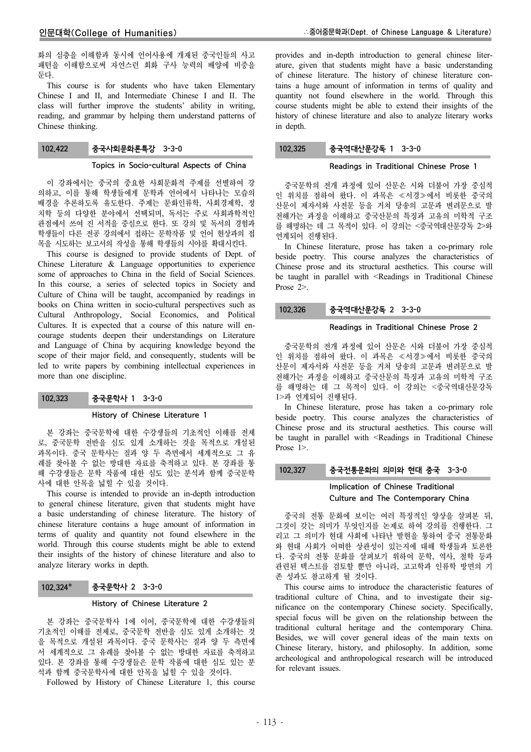화의 심층을 이해함과 동시에 언어사용에 개재된 중국인들의 사고 패턴을 이해함으로써 자연스런 회화 구사 능력의 배양에 비중을 둔다.

This course is for students who have taken Elementary Chinese I and II, and Intermediate Chinese I and II. The class will further improve the students' ability in writing, reading, and grammar by helping them understand patterns of Chinese thinking.

### 102.422 중국사회문화론특강 3-3-0

#### Topics in Socio-cultural Aspects of China

이 강좌에서는 중국의 중요한 사회문화적 주제를 선별하여 강의하고, 이를 통해 학생들에게 문학과 언어에서 나타나는 모습의 배경을 추론하도록 유도한다. 주제는 문화인류학, 사회경제학, 정치학 등의 다양한 분야에서 선택되며, 독서는 주로 사회과학적인 관점에서 쓰여 진 서적을 중심으로 한다. 또 강의 및 독서의 경험과 학생들이 다른 전공 강의에서 접하는 문학작품 및 언어 현상과의 접목을 시도하는 보고서의 작성을 통해 학생들의 시야를 확대시킨다.

This course is designed to provide students of Dept. of Chinese Literature & Language opportunities to experience some of approaches to China in the field of Social Sciences. In this course, a series of selected topics in Society and Culture of China will be taught, accompanied by readings in books on China written in socio-cultural perspectives such as Cultural Anthropology, Social Economics, and Political Cultures. It is expected that a course of this nature will encourage students deepen their understandings on Literature and Language of China by acquiring knowledge beyond the scope of their major field, and consequently, students will be led to write papers by combining intellectual experiences in more than one discipline.

### 102.323 중국문학사 1 3-3-0

#### History of Chinese Literature 1

본 강좌는 중국문학에 대한 수강생들의 기초적인 이해를 전제로, 중국문학 전반을 심도 있게 소개하는 것을 목적으로 개설된 과목이다. 중국 문학사는 질과 양 두 측면에서 세계적으로 그 유례를 찾아볼 수 없는 방대한 자료를 축적하고 있다. 본 강좌를 통해 수강생들은 문학 작품에 대한 심도 있는 분석과 함께 중국문학사에 대한 안목을 넓힐 수 있을 것이다.

This course is intended to provide an in-depth introduction to general chinese literature, given that students might have a basic understanding of chinese literature. The history of chinese literature contains a huge amount of information in terms of quality and quantity not found elsewhere in the world. Through this course students might be able to extend their insights of the history of chinese literature and also to analyze literary works in depth.

### 102.324* 중국문학사 2 3-3-0

#### History of Chinese Literature 2

본 강좌는 중국문학사 1에 이어, 중국문학에 대한 수강생들의 기초적인 이해를 전제로, 중국문학 전반을 심도 있게 소개하는 것을 목적으로 개설된 과목이다. 중국 문학사는 질과 양 두 측면에서 세계적으로 그 유례를 찾아볼 수 없는 방대한 자료를 축적하고 있다. 본 강좌를 통해 수강생들은 문학 작품에 대한 심도 있는 분석과 함께 중국문학사에 대한 안목을 넓힐 수 있을 것이다.

Followed by History of Chinese Literature 1, this course provides and in-depth introduction to general chinese literature, given that students might have a basic understanding of chinese literature. The history of chinese literature contains a huge amount of information in terms of quality and quantity not found elsewhere in the world. Through this course students might be able to extend their insights of the history of chinese literature and also to analyze literary works in depth.

### 102.325 중국역대산문강독 1 3-3-0

#### Readings in Traditional Chinese Prose 1

중국문학의 전개 과정에 있어 산문은 시와 더불어 가장 중심적인 위치를 점하여 왔다. 이 과목은 ≪서경≫에서 비롯한 중국의 산문이 제자서와 사전문 등을 거쳐 당송의 고문과 변려문으로 발전해가는 과정을 이해하고 중국산문의 특징과 고유의 미학적 구조를 해명하는 데 그 목적이 있다. 이 강의는 <중국역대산문강독 2>와 연계되어 진행된다.

In Chinese literature, prose has taken a co-primary role beside poetry. This course analyzes the characteristics of Chinese prose and its structural aesthetics. This course will be taught in parallel with <Readings in Traditional Chinese Prose 2>.

### 102.326 중국역대산문강독 2 3-3-0

#### Readings in Traditional Chinese Prose 2

중국문학의 전개 과정에 있어 산문은 시와 더불어 가장 중심적인 위치를 점하여 왔다. 이 과목은 ≪서경≫에서 비롯한 중국의 산문이 제자서와 사전문 등을 거쳐 당송의 고문과 변려문으로 발전해가는 과정을 이해하고 중국산문의 특징과 고유의 미학적 구조를 해명하는 데 그 목적이 있다. 이 강의는 <중국역대산문강독 1>과 연계되어 진행된다.

In Chinese literature, prose has taken a co-primary role beside poetry. This course analyzes the characteristics of Chinese prose and its structural aesthetics. This course will be taught in parallel with <Readings in Traditional Chinese Prose 1>.

### 102.327 중국전통문화의 의미와 현대 중국 3-3-0

#### Implication of Chinese Traditional Culture and The Contemporary China

중국의 전통 문화에 보이는 여러 특징적인 양상을 살펴본 뒤, 그것이 갖는 의미가 무엇인지를 논제로 하여 강의를 진행한다. 그리고 그 의미가 현대 사회에 나타난 발현을 통하여 중국 전통문화와 현대 사회가 어떠한 상관성이 있는지에 대해 학생들과 토론한다. 중국의 전통 문화를 살펴보기 위하여 문학, 역사, 철학 등과 관련된 텍스트를 검토할 뿐만 아니라, 고고학과 인류학 방면의 기존 성과도 참고하게 될 것이다.

This course aims to introduce the characteristic features of traditional culture of China, and to investigate their significance on the contemporary Chinese society. Specifically, special focus will be given on the relationship between the traditional cultural heritage and the contemporary China. Besides, we will cover general ideas of the main texts on Chinese literary, history, and philosophy. In addition, some archeological and anthropological research will be introduced for relevant issues.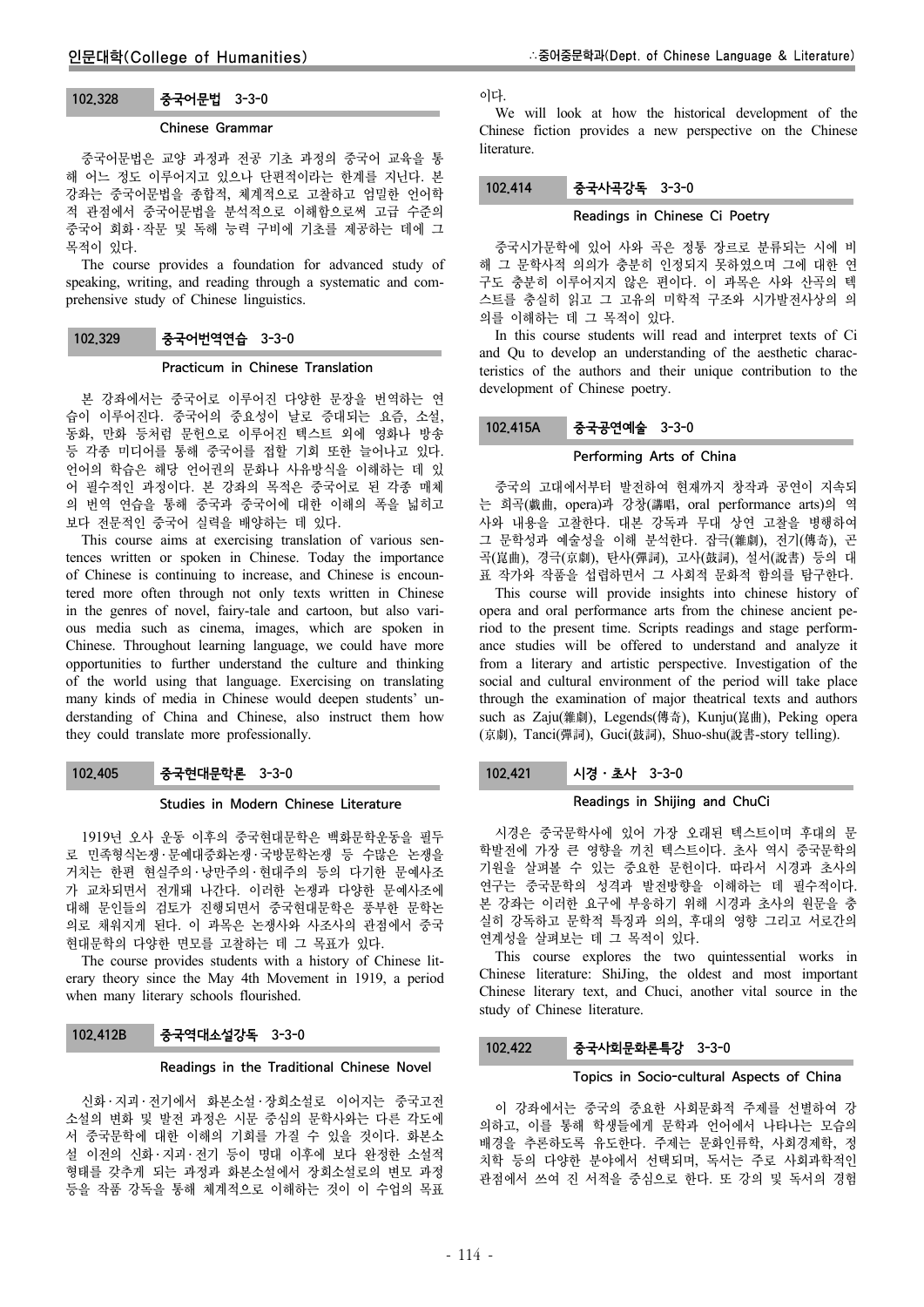### 102.328 중국어문법 3-3-0

**Chinese Grammar**

중국어문법은 교양 과정과 전공 기초 과정의 중국어 교육을 통해 어느 정도 이루어지고 있으나 단편적이라는 한계를 지닌다. 본 강좌는 중국어문법을 종합적, 체계적으로 고찰하고 엄밀한 언어학적 관점에서 중국어문법을 분석적으로 이해함으로써 고급 수준의 중국어 회화·작문 및 독해 능력 구비에 기초를 제공하는 데에 그 목적이 있다.

The course provides a foundation for advanced study of speaking, writing, and reading through a systematic and comprehensive study of Chinese linguistics.

### 102.329 중국어번역연습 3-3-0

**Practicum in Chinese Translation**

본 강좌에서는 중국어로 이루어진 다양한 문장을 번역하는 연습이 이루어진다. 중국어의 중요성이 날로 증대되는 요즘, 소설, 동화, 만화 등처럼 문헌으로 이루어진 텍스트 외에 영화나 방송 등 각종 미디어를 통해 중국어를 접할 기회 또한 늘어나고 있다. 언어의 학습은 해당 언어권의 문화나 사유방식을 이해하는 데 있어 필수적인 과정이다. 본 강좌의 목적은 중국어로 된 각종 매체의 번역 연습을 통해 중국과 중국어에 대한 이해의 폭을 넓히고 보다 전문적인 중국어 실력을 배양하는 데 있다.

This course aims at exercising translation of various sentences written or spoken in Chinese. Today the importance of Chinese is continuing to increase, and Chinese is encountered more often through not only texts written in Chinese in the genres of novel, fairy-tale and cartoon, but also various media such as cinema, images, which are spoken in Chinese. Throughout learning language, we could have more opportunities to further understand the culture and thinking of the world using that language. Exercising on translating many kinds of media in Chinese would deepen students' understanding of China and Chinese, also instruct them how they could translate more professionally.

### 102.405 중국현대문학론 3-3-0

**Studies in Modern Chinese Literature**

1919년 오사 운동 이후의 중국현대문학은 백화문학운동을 필두로 민족형식논쟁·문예대중화논쟁·국방문학논쟁 등 수많은 논쟁을 거치는 한편 현실주의·낭만주의·현대주의 등의 다기한 문예사조가 교차되면서 전개돼 나간다. 이러한 논쟁과 다양한 문예사조에 대해 문인들의 검토가 진행되면서 중국현대문학은 풍부한 문학논의로 채워지게 된다. 이 과목은 논쟁사와 사조사의 관점에서 중국현대문학의 다양한 면모를 고찰하는 데 그 목표가 있다.

The course provides students with a history of Chinese literary theory since the May 4th Movement in 1919, a period when many literary schools flourished.

### 102.412B 중국역대소설강독 3-3-0

**Readings in the Traditional Chinese Novel**

신화·지괴·전기에서 화본소설·장회소설로 이어지는 중국고전소설의 변화 및 발전 과정은 시문 중심의 문학사와는 다른 각도에서 중국문학에 대한 이해의 기회를 가질 수 있을 것이다. 화본소설 이전의 신화·지괴·전기 등이 명대 이후에 보다 완전한 소설적 형태를 갖추게 되는 과정과 화본소설에서 장회소설로의 변모 과정 등을 작품 강독을 통해 체계적으로 이해하는 것이 이 수업의 목표이다.

We will look at how the historical development of the Chinese fiction provides a new perspective on the Chinese literature.

### 102.414 중국사곡강독 3-3-0

**Readings in Chinese Ci Poetry**

중국시가문학에 있어 사와 곡은 정통 장르로 분류되는 시에 비해 그 문학사적 의의가 충분히 인정되지 못하였으며 그에 대한 연구도 충분히 이루어지지 않은 편이다. 이 과목은 사와 산곡의 텍스트를 충실히 읽고 그 고유의 미학적 구조와 시가발전사상의 의의를 이해하는 데 그 목적이 있다.

In this course students will read and interpret texts of Ci and Qu to develop an understanding of the aesthetic characteristics of the authors and their unique contribution to the development of Chinese poetry.

### 102.415A 중국공연예술 3-3-0

**Performing Arts of China**

중국의 고대에서부터 발전하여 현재까지 창작과 공연이 지속되는 희곡(戲曲, opera)과 강창(講唱, oral performance arts)의 역사와 내용을 고찰한다. 대본 강독과 무대 상연 고찰을 병행하여 그 문학성과 예술성을 이해 분석한다. 잡극(雜劇), 전기(傳奇), 곤곡(崑曲), 경극(京劇), 탄사(彈詞), 고사(鼓詞), 설서(說書) 등의 대표 작가와 작품을 섭렵하면서 그 사회적 문화적 함의를 탐구한다.

This course will provide insights into chinese history of opera and oral performance arts from the chinese ancient period to the present time. Scripts readings and stage performance studies will be offered to understand and analyze it from a literary and artistic perspective. Investigation of the social and cultural environment of the period will take place through the examination of major theatrical texts and authors such as Zaju(雜劇), Legends(傳奇), Kunju(崑曲), Peking opera(京劇), Tanci(彈詞), Guci(鼓詞), Shuo-shu(說書-story telling).

### 102.421 시경·초사 3-3-0

**Readings in Shijing and ChuCi**

시경은 중국문학사에 있어 가장 오래된 텍스트이며 후대의 문학발전에 가장 큰 영향을 끼친 텍스트이다. 초사 역시 중국문학의 기원을 살펴볼 수 있는 중요한 문헌이다. 따라서 시경과 초사의 연구는 중국문학의 성격과 발전방향을 이해하는 데 필수적이다. 본 강좌는 이러한 요구에 부응하기 위해 시경과 초사의 원문을 충실히 강독하고 문학적 특징과 의의, 후대의 영향 그리고 서로간의 연계성을 살펴보는 데 그 목적이 있다.

This course explores the two quintessential works in Chinese literature: ShiJing, the oldest and most important Chinese literary text, and Chuci, another vital source in the study of Chinese literature.

### 102.422 중국사회문화론특강 3-3-0

**Topics in Socio-cultural Aspects of China**

이 강좌에서는 중국의 중요한 사회문화적 주제를 선별하여 강의하고, 이를 통해 학생들에게 문학과 언어에서 나타나는 모습의 배경을 추론하도록 유도한다. 주제는 문화인류학, 사회경제학, 정치학 등의 다양한 분야에서 선택되며, 독서는 주로 사회과학적인 관점에서 쓰여 진 서적을 중심으로 한다. 또 강의 및 독서의 경험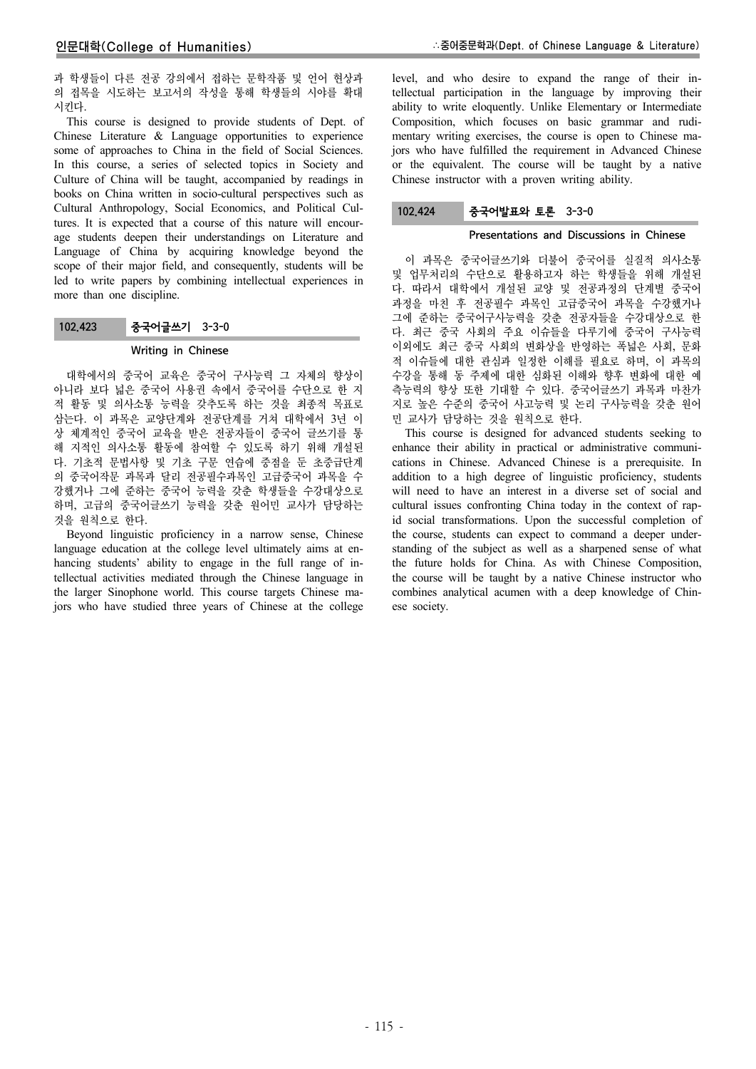과 학생들이 다른 전공 강의에서 접하는 문학작품 및 언어 현상과의 접목을 시도하는 보고서의 작성을 통해 학생들의 시야를 확대시킨다.

This course is designed to provide students of Dept. of Chinese Literature & Language opportunities to experience some of approaches to China in the field of Social Sciences. In this course, a series of selected topics in Society and Culture of China will be taught, accompanied by readings in books on China written in socio-cultural perspectives such as Cultural Anthropology, Social Economics, and Political Cultures. It is expected that a course of this nature will encourage students deepen their understandings on Literature and Language of China by acquiring knowledge beyond the scope of their major field, and consequently, students will be led to write papers by combining intellectual experiences in more than one discipline.

### 102.423 중국어글쓰기 3-3-0

**Writing in Chinese**

대학에서의 중국어 교육은 중국어 구사능력 그 자체의 향상이 아니라 보다 넓은 중국어 사용권 속에서 중국어를 수단으로 한 지적 활동 및 의사소통 능력을 갖추도록 하는 것을 최종적 목표로 삼는다. 이 과목은 교양단계와 전공단계를 거쳐 대학에서 3년 이상 체계적인 중국어 교육을 받은 전공자들이 중국어 글쓰기를 통해 지적인 의사소통 활동에 참여할 수 있도록 하기 위해 개설된다. 기초적 문법사항 및 기초 구문 연습에 중점을 둔 초중급단계의 중국어작문 과목과 달리 전공필수과목인 고급중국어 과목을 수강했거나 그에 준하는 중국어 능력을 갖춘 학생들을 수강대상으로 하며, 고급의 중국어글쓰기 능력을 갖춘 원어민 교사가 담당하는 것을 원칙으로 한다.

Beyond linguistic proficiency in a narrow sense, Chinese language education at the college level ultimately aims at enhancing students' ability to engage in the full range of intellectual activities mediated through the Chinese language in the larger Sinophone world. This course targets Chinese majors who have studied three years of Chinese at the college level, and who desire to expand the range of their intellectual participation in the language by improving their ability to write eloquently. Unlike Elementary or Intermediate Composition, which focuses on basic grammar and rudimentary writing exercises, the course is open to Chinese majors who have fulfilled the requirement in Advanced Chinese or the equivalent. The course will be taught by a native Chinese instructor with a proven writing ability.

### 102.424 중국어발표와 토론 3-3-0

**Presentations and Discussions in Chinese**

이 과목은 중국어글쓰기와 더불어 중국어를 실질적 의사소통 및 업무처리의 수단으로 활용하고자 하는 학생들을 위해 개설된다. 따라서 대학에서 개설된 교양 및 전공과정의 단계별 중국어 과정을 마친 후 전공필수 과목인 고급중국어 과목을 수강했거나 그에 준하는 중국어구사능력을 갖춘 전공자들을 수강대상으로 한다. 최근 중국 사회의 주요 이슈들을 다루기에 중국어 구사능력 이외에도 최근 중국 사회의 변화상을 반영하는 폭넓은 사회, 문화적 이슈들에 대한 관심과 일정한 이해를 필요로 하며, 이 과목의 수강을 통해 동 주제에 대한 심화된 이해와 향후 변화에 대한 예측능력의 향상 또한 기대할 수 있다. 중국어글쓰기 과목과 마찬가지로 높은 수준의 중국어 사고능력 및 논리 구사능력을 갖춘 원어민 교사가 담당하는 것을 원칙으로 한다.

This course is designed for advanced students seeking to enhance their ability in practical or administrative communications in Chinese. Advanced Chinese is a prerequisite. In addition to a high degree of linguistic proficiency, students will need to have an interest in a diverse set of social and cultural issues confronting China today in the context of rapid social transformations. Upon the successful completion of the course, students can expect to command a deeper understanding of the subject as well as a sharpened sense of what the future holds for China. As with Chinese Composition, the course will be taught by a native Chinese instructor who combines analytical acumen with a deep knowledge of Chinese society.